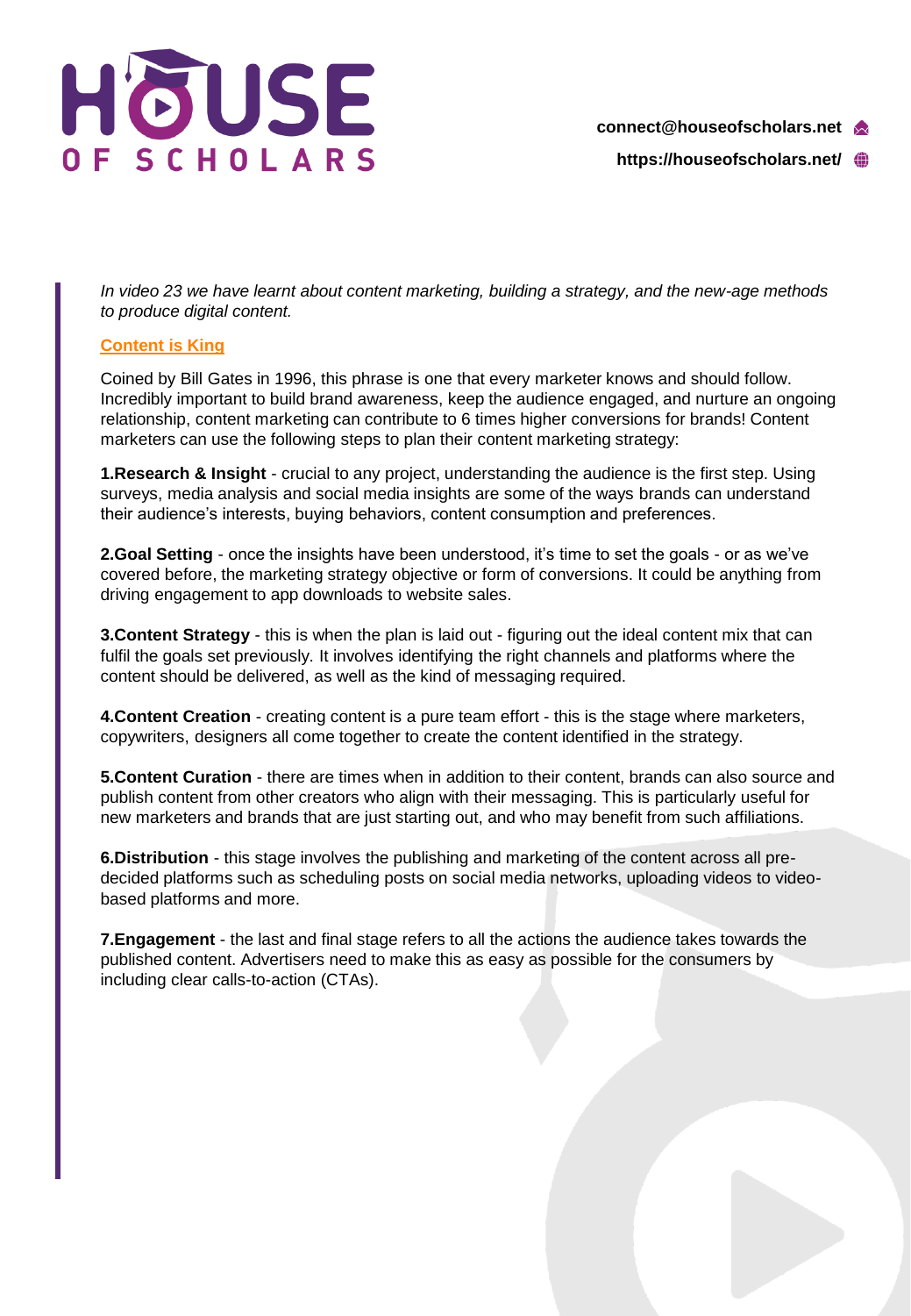# HOUSE OF SCHOLARS

connect@houseofscholars.net

https://houseofscholars.net/

*In video 23 we have learnt about content marketing, building a strategy, and the new-age methods to produce digital content.*

## Content is King

Coined by Bill Gates in 1996, this phrase is one that every marketer knows and should follow. Incredibly important to build brand awareness, keep the audience engaged, and nurture an ongoing relationship, content marketing can contribute to 6 times higher conversions for brands! Content marketers can use the following steps to plan their content marketing strategy:

**1.Research & Insight** - crucial to any project, understanding the audience is the first step. Using surveys, media analysis and social media insights are some of the ways brands can understand their audience's interests, buying behaviors, content consumption and preferences.

**2.Goal Setting** - once the insights have been understood, it's time to set the goals - or as we've covered before, the marketing strategy objective or form of conversions. It could be anything from driving engagement to app downloads to website sales.

**3.Content Strategy** - this is when the plan is laid out - figuring out the ideal content mix that can fulfil the goals set previously. It involves identifying the right channels and platforms where the content should be delivered, as well as the kind of messaging required.

**4.Content Creation** - creating content is a pure team effort - this is the stage where marketers, copywriters, designers all come together to create the content identified in the strategy.

**5.Content Curation** - there are times when in addition to their content, brands can also source and publish content from other creators who align with their messaging. This is particularly useful for new marketers and brands that are just starting out, and who may benefit from such affiliations.

**6.Distribution** - this stage involves the publishing and marketing of the content across all pre-decided platforms such as scheduling posts on social media networks, uploading videos to video-based platforms and more.

**7.Engagement** - the last and final stage refers to all the actions the audience takes towards the published content. Advertisers need to make this as easy as possible for the consumers by including clear calls-to-action (CTAs).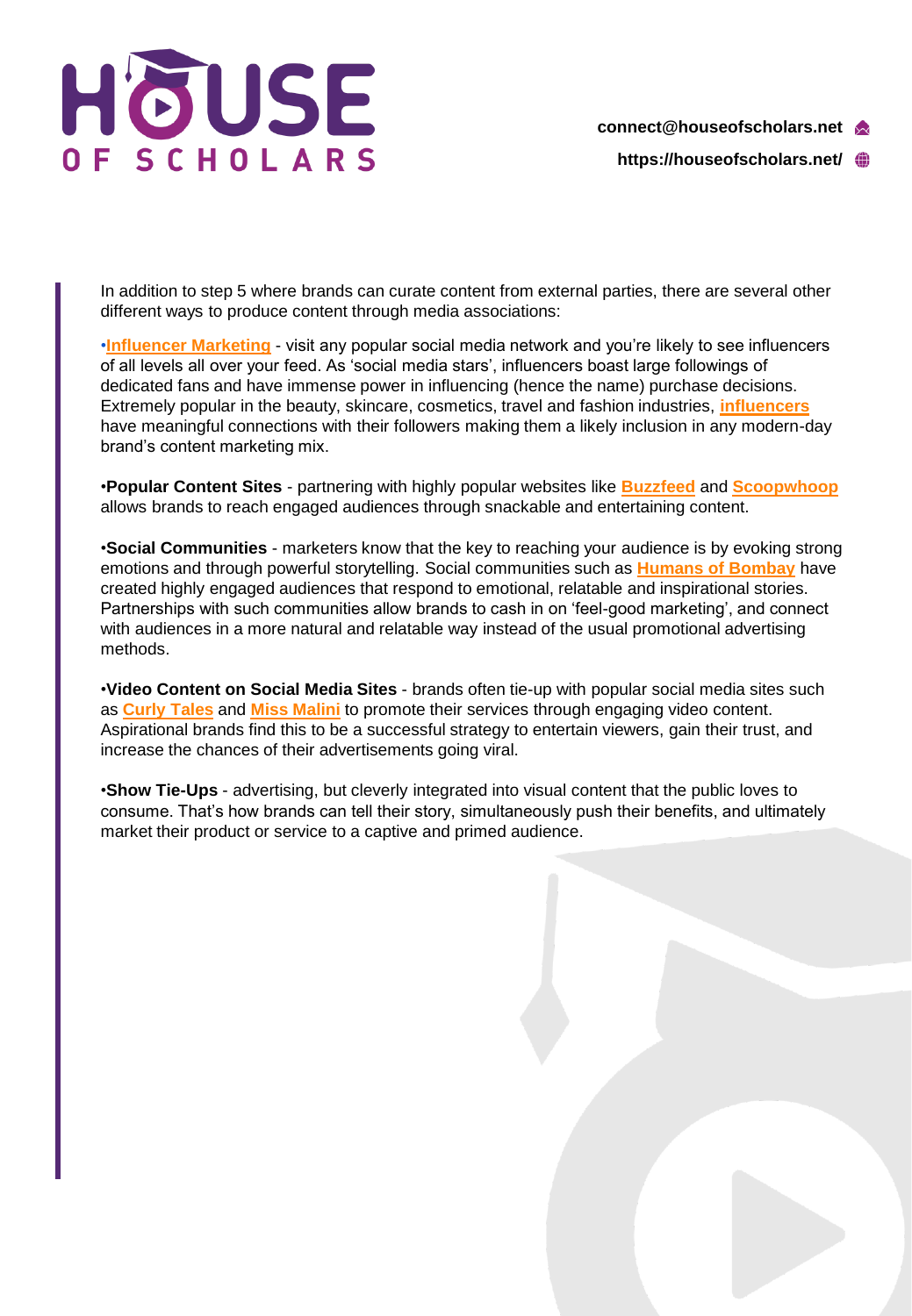In addition to step 5 where brands can curate content from external parties, there are several other different ways to produce content through media associations:

•**Influencer Marketing** - visit any popular social media network and you're likely to see influencers of all levels all over your feed. As 'social media stars', influencers boast large followings of dedicated fans and have immense power in influencing (hence the name) purchase decisions. Extremely popular in the beauty, skincare, cosmetics, travel and fashion industries, **influencers** have meaningful connections with their followers making them a likely inclusion in any modern-day brand's content marketing mix.

•**Popular Content Sites** - partnering with highly popular websites like **Buzzfeed** and **Scoopwhoop** allows brands to reach engaged audiences through snackable and entertaining content.

•**Social Communities** - marketers know that the key to reaching your audience is by evoking strong emotions and through powerful storytelling. Social communities such as **Humans of Bombay** have created highly engaged audiences that respond to emotional, relatable and inspirational stories. Partnerships with such communities allow brands to cash in on 'feel-good marketing', and connect with audiences in a more natural and relatable way instead of the usual promotional advertising methods.

•**Video Content on Social Media Sites** - brands often tie-up with popular social media sites such as **Curly Tales** and **Miss Malini** to promote their services through engaging video content. Aspirational brands find this to be a successful strategy to entertain viewers, gain their trust, and increase the chances of their advertisements going viral.

•**Show Tie-Ups** - advertising, but cleverly integrated into visual content that the public loves to consume. That's how brands can tell their story, simultaneously push their benefits, and ultimately market their product or service to a captive and primed audience.